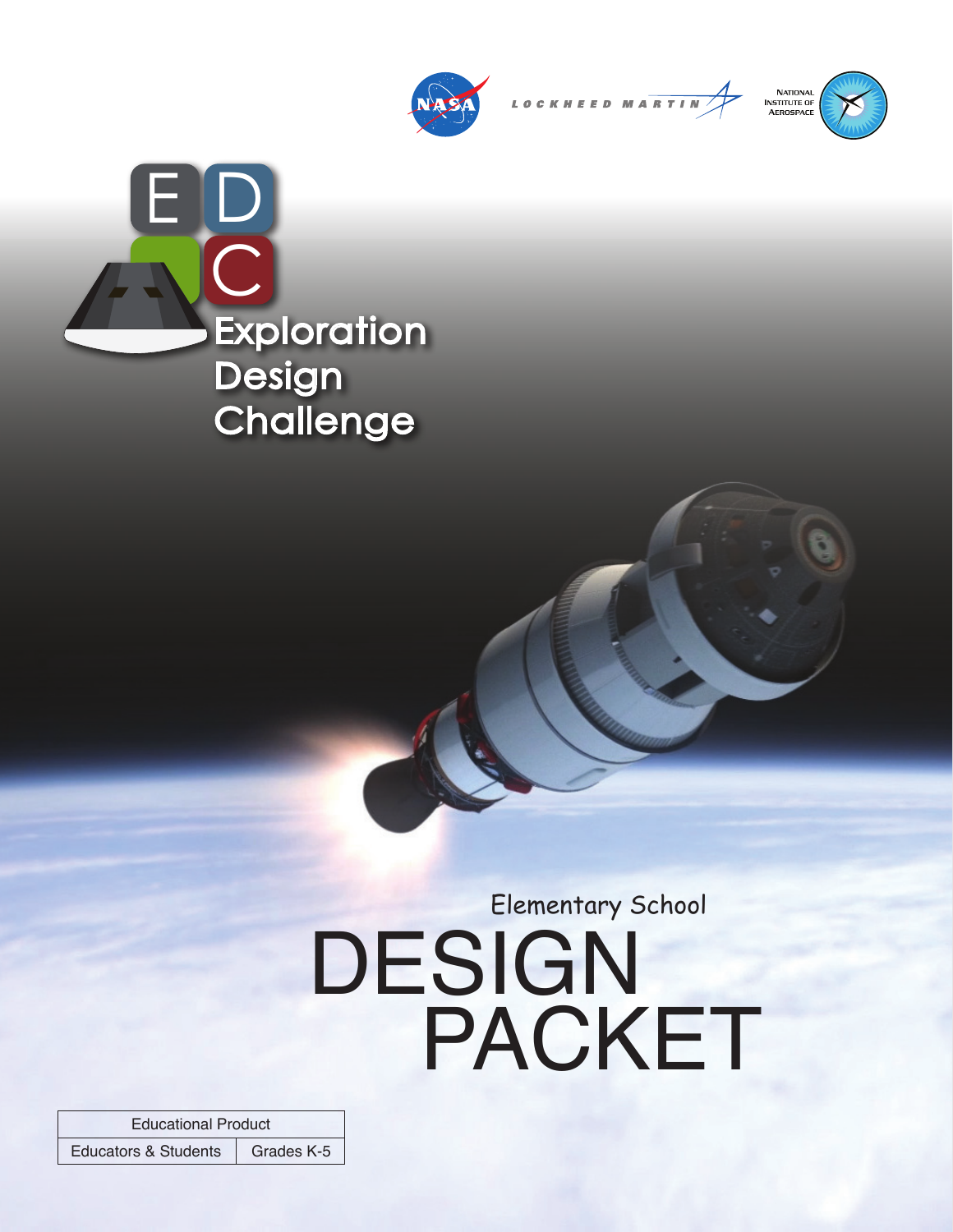NASA LOCKHEED MARTIN National Institute of Aerospace

# EDC Exploration Design Challenge

Elementary School

# DESIGN PACKET

| Educational Product | |
|---|---|
| Educators & Students | Grades K-5 |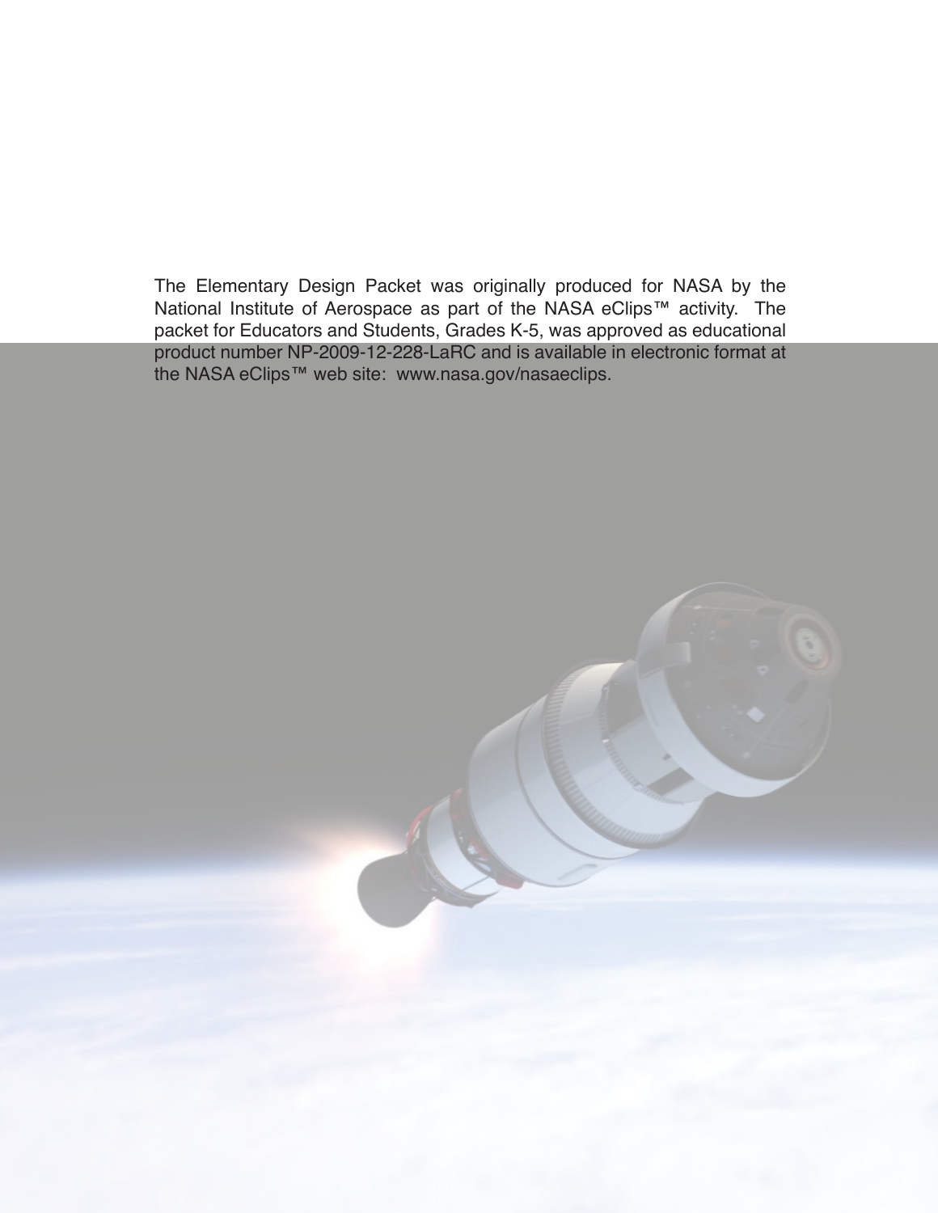The Elementary Design Packet was originally produced for NASA by the National Institute of Aerospace as part of the NASA eClips™ activity. The packet for Educators and Students, Grades K-5, was approved as educational product number NP-2009-12-228-LaRC and is available in electronic format at the NASA eClips™ web site: www.nasa.gov/nasaeclips.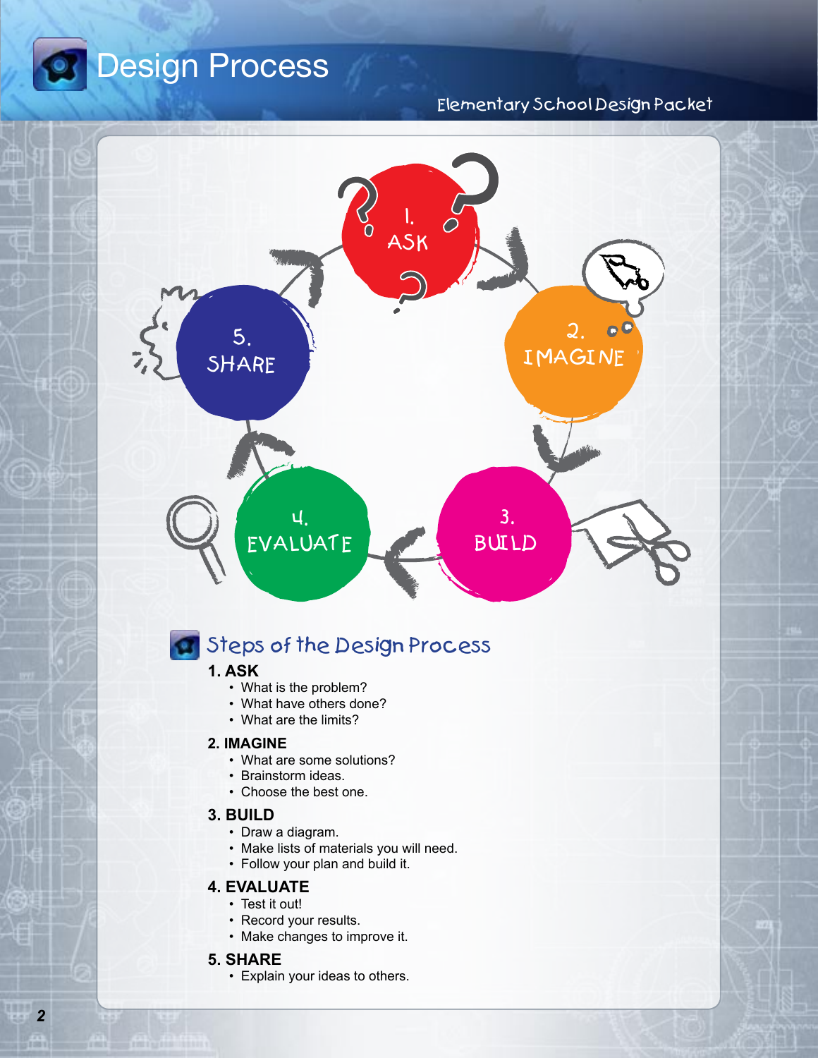# Design Process

Elementary School Design Packet

1. ASK

2. IMAGINE

3. BUILD

4. EVALUATE

5. SHARE

## Steps of the Design Process

**1. ASK**
- What is the problem?
- What have others done?
- What are the limits?

**2. IMAGINE**
- What are some solutions?
- Brainstorm ideas.
- Choose the best one.

**3. BUILD**
- Draw a diagram.
- Make lists of materials you will need.
- Follow your plan and build it.

**4. EVALUATE**
- Test it out!
- Record your results.
- Make changes to improve it.

**5. SHARE**
- Explain your ideas to others.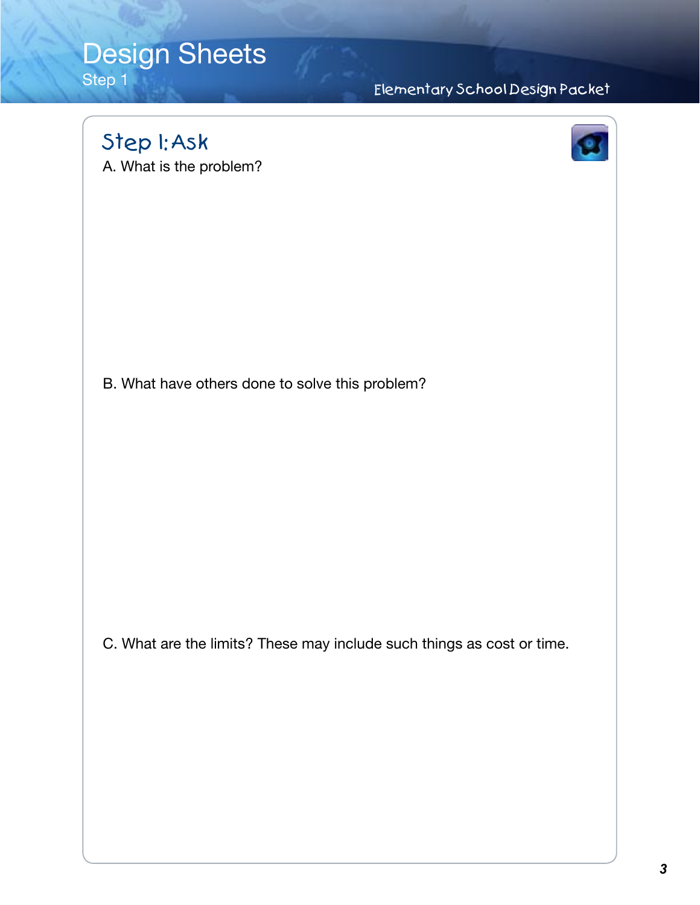# Design Sheets

Step 1

## Step 1: Ask

A. What is the problem?

B. What have others done to solve this problem?

C. What are the limits? These may include such things as cost or time.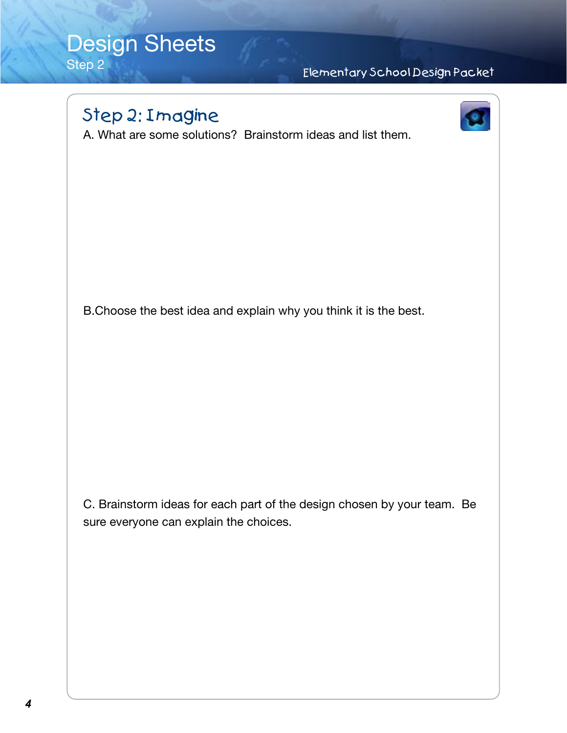# Design Sheets

Step 2

Elementary School Design Packet

## Step 2: Imagine

A. What are some solutions? Brainstorm ideas and list them.

B. Choose the best idea and explain why you think it is the best.

C. Brainstorm ideas for each part of the design chosen by your team. Be sure everyone can explain the choices.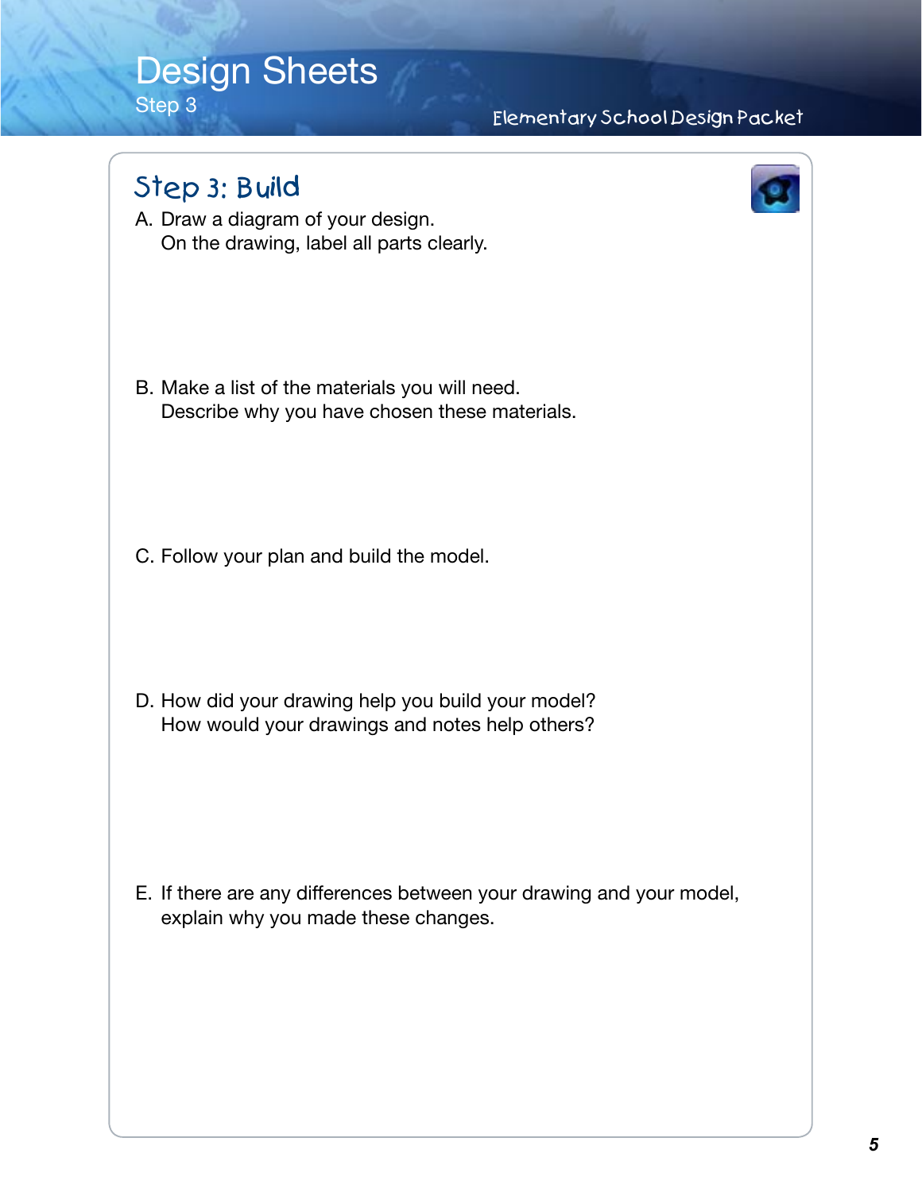# Design Sheets

Step 3

## Step 3: Build

A. Draw a diagram of your design.
   On the drawing, label all parts clearly.

B. Make a list of the materials you will need.
   Describe why you have chosen these materials.

C. Follow your plan and build the model.

D. How did your drawing help you build your model?
   How would your drawings and notes help others?

E. If there are any differences between your drawing and your model, explain why you made these changes.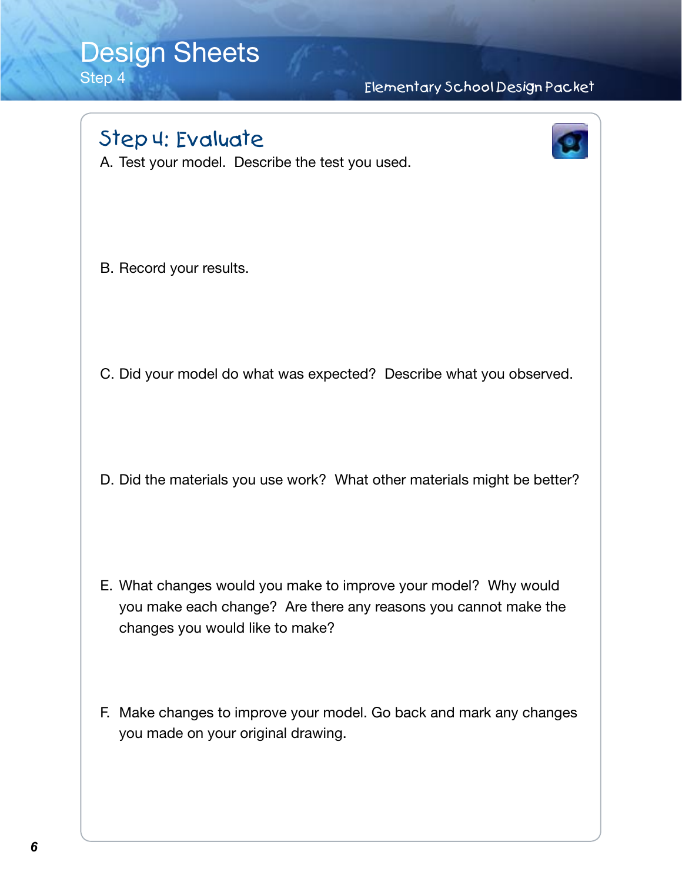# Design Sheets

Step 4

## Step 4: Evaluate

A. Test your model. Describe the test you used.

B. Record your results.

C. Did your model do what was expected? Describe what you observed.

D. Did the materials you use work? What other materials might be better?

E. What changes would you make to improve your model? Why would you make each change? Are there any reasons you cannot make the changes you would like to make?

F. Make changes to improve your model. Go back and mark any changes you made on your original drawing.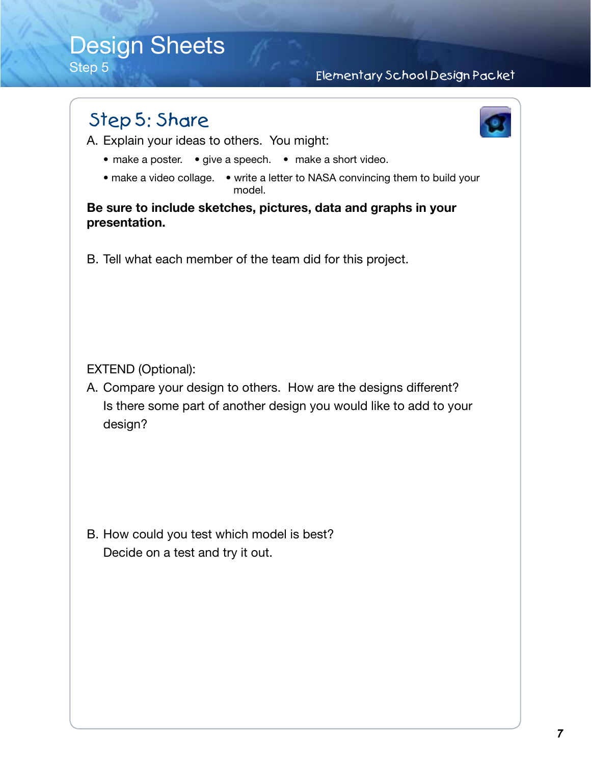# Design Sheets

Step 5

## Step 5: Share

A. Explain your ideas to others. You might:

- make a poster.
- give a speech.
- make a short video.
- make a video collage.
- write a letter to NASA convincing them to build your model.

**Be sure to include sketches, pictures, data and graphs in your presentation.**

B. Tell what each member of the team did for this project.

EXTEND (Optional):

A. Compare your design to others. How are the designs different? Is there some part of another design you would like to add to your design?

B. How could you test which model is best? Decide on a test and try it out.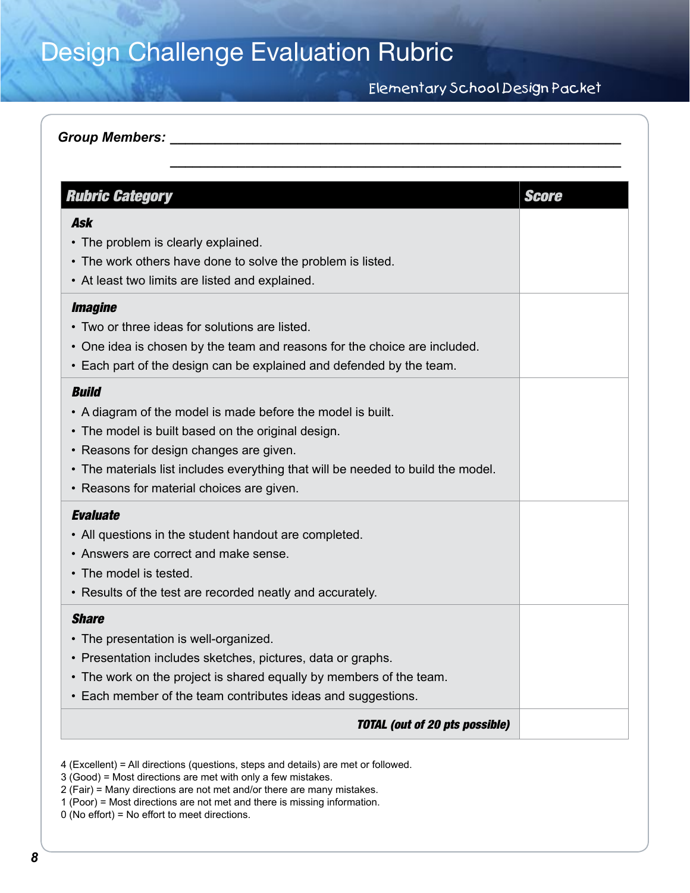# Design Challenge Evaluation Rubric

Elementary School Design Packet

**Group Members:** ________________________________________________

________________________________________________

| Rubric Category | Score |
|---|---|
| ***Ask***<br>• The problem is clearly explained.<br>• The work others have done to solve the problem is listed.<br>• At least two limits are listed and explained. | |
| ***Imagine***<br>• Two or three ideas for solutions are listed.<br>• One idea is chosen by the team and reasons for the choice are included.<br>• Each part of the design can be explained and defended by the team. | |
| ***Build***<br>• A diagram of the model is made before the model is built.<br>• The model is built based on the original design.<br>• Reasons for design changes are given.<br>• The materials list includes everything that will be needed to build the model.<br>• Reasons for material choices are given. | |
| ***Evaluate***<br>• All questions in the student handout are completed.<br>• Answers are correct and make sense.<br>• The model is tested.<br>• Results of the test are recorded neatly and accurately. | |
| ***Share***<br>• The presentation is well-organized.<br>• Presentation includes sketches, pictures, data or graphs.<br>• The work on the project is shared equally by members of the team.<br>• Each member of the team contributes ideas and suggestions. | |
| ***TOTAL (out of 20 pts possible)*** | |

4 (Excellent) = All directions (questions, steps and details) are met or followed.
3 (Good) = Most directions are met with only a few mistakes.
2 (Fair) = Many directions are not met and/or there are many mistakes.
1 (Poor) = Most directions are not met and there is missing information.
0 (No effort) = No effort to meet directions.